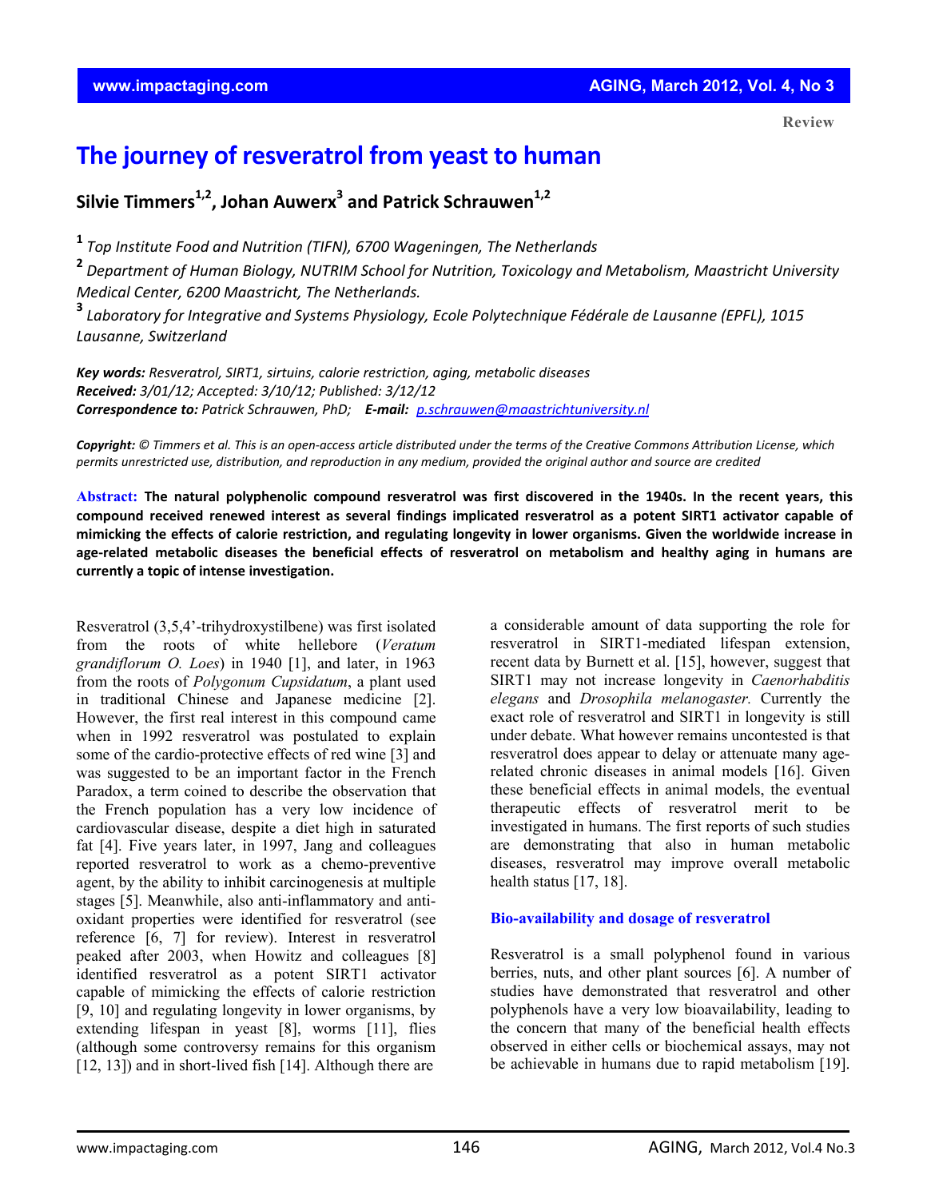Review

# The journey of resveratrol from yeast to human

## Silvie Timmers[1,2], Johan Auwerx[3] and Patrick Schrauwen[1,2]

[1] *Top Institute Food and Nutrition (TIFN), 6700 Wageningen, The Netherlands*

[2] *Department of Human Biology, NUTRIM School for Nutrition, Toxicology and Metabolism, Maastricht University Medical Center, 6200 Maastricht, The Netherlands.*

[3] *Laboratory for Integrative and Systems Physiology, Ecole Polytechnique Fédérale de Lausanne (EPFL), 1015 Lausanne, Switzerland*

***Key words:*** *Resveratrol, SIRT1, sirtuins, calorie restriction, aging, metabolic diseases*
***Received:*** *3/01/12; Accepted: 3/10/12; Published: 3/12/12*
***Correspondence to:*** *Patrick Schrauwen, PhD;* ***E-mail:*** *p.schrauwen@maastrichtuniversity.nl*

***Copyright:*** *© Timmers et al. This is an open-access article distributed under the terms of the Creative Commons Attribution License, which permits unrestricted use, distribution, and reproduction in any medium, provided the original author and source are credited*

**Abstract: The natural polyphenolic compound resveratrol was first discovered in the 1940s. In the recent years, this compound received renewed interest as several findings implicated resveratrol as a potent SIRT1 activator capable of mimicking the effects of calorie restriction, and regulating longevity in lower organisms. Given the worldwide increase in age-related metabolic diseases the beneficial effects of resveratrol on metabolism and healthy aging in humans are currently a topic of intense investigation.**

Resveratrol (3,5,4'-trihydroxystilbene) was first isolated from the roots of white hellebore (*Veratum grandiflorum O. Loes*) in 1940 [1], and later, in 1963 from the roots of *Polygonum Cupsidatum*, a plant used in traditional Chinese and Japanese medicine [2]. However, the first real interest in this compound came when in 1992 resveratrol was postulated to explain some of the cardio-protective effects of red wine [3] and was suggested to be an important factor in the French Paradox, a term coined to describe the observation that the French population has a very low incidence of cardiovascular disease, despite a diet high in saturated fat [4]. Five years later, in 1997, Jang and colleagues reported resveratrol to work as a chemo-preventive agent, by the ability to inhibit carcinogenesis at multiple stages [5]. Meanwhile, also anti-inflammatory and anti-oxidant properties were identified for resveratrol (see reference [6, 7] for review). Interest in resveratrol peaked after 2003, when Howitz and colleagues [8] identified resveratrol as a potent SIRT1 activator capable of mimicking the effects of calorie restriction [9, 10] and regulating longevity in lower organisms, by extending lifespan in yeast [8], worms [11], flies (although some controversy remains for this organism [12, 13]) and in short-lived fish [14]. Although there are a considerable amount of data supporting the role for resveratrol in SIRT1-mediated lifespan extension, recent data by Burnett et al. [15], however, suggest that SIRT1 may not increase longevity in *Caenorhabditis elegans* and *Drosophila melanogaster.* Currently the exact role of resveratrol and SIRT1 in longevity is still under debate. What however remains uncontested is that resveratrol does appear to delay or attenuate many age-related chronic diseases in animal models [16]. Given these beneficial effects in animal models, the eventual therapeutic effects of resveratrol merit to be investigated in humans. The first reports of such studies are demonstrating that also in human metabolic diseases, resveratrol may improve overall metabolic health status [17, 18].

### Bio-availability and dosage of resveratrol

Resveratrol is a small polyphenol found in various berries, nuts, and other plant sources [6]. A number of studies have demonstrated that resveratrol and other polyphenols have a very low bioavailability, leading to the concern that many of the beneficial health effects observed in either cells or biochemical assays, may not be achievable in humans due to rapid metabolism [19].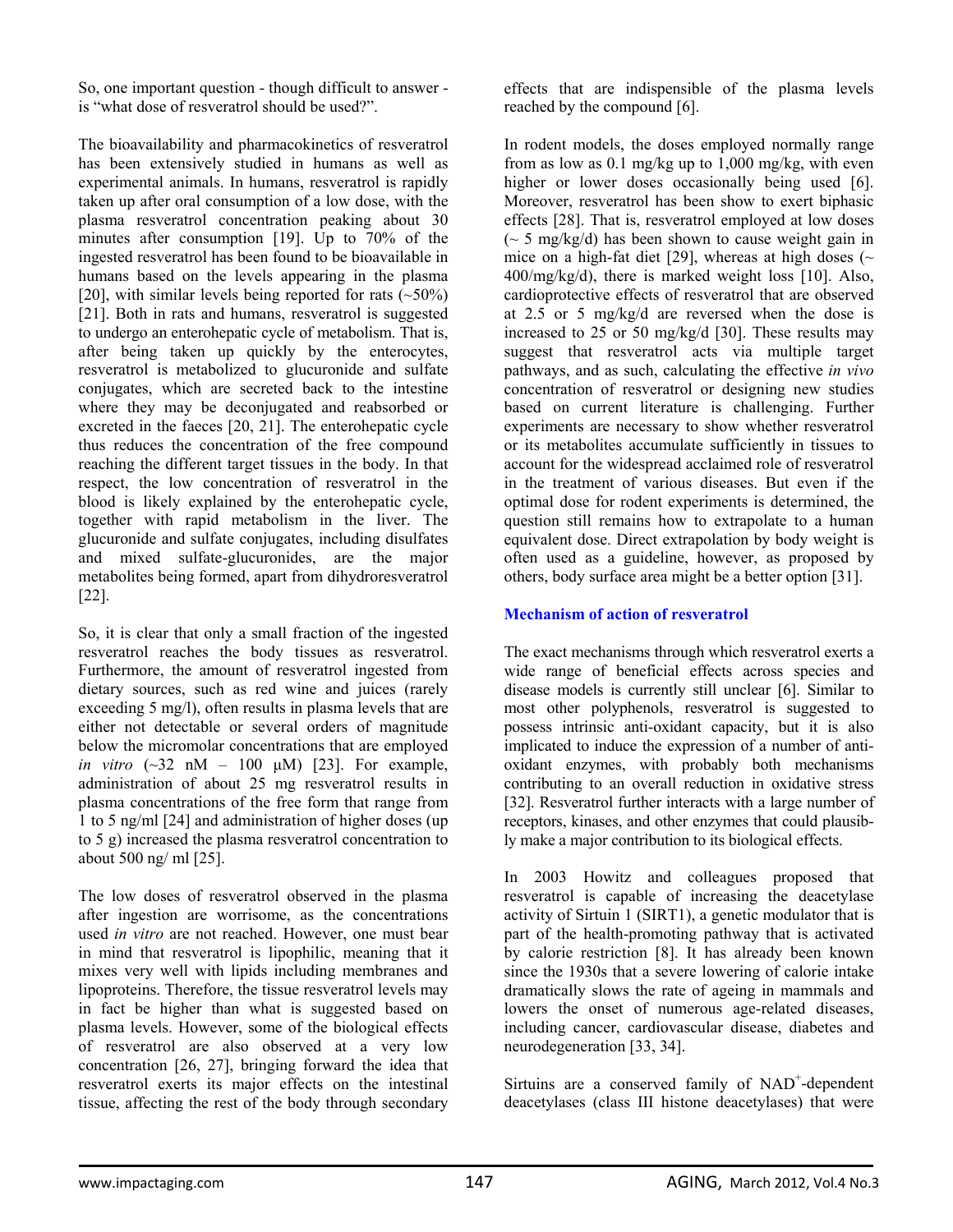So, one important question - though difficult to answer - is "what dose of resveratrol should be used?".

The bioavailability and pharmacokinetics of resveratrol has been extensively studied in humans as well as experimental animals. In humans, resveratrol is rapidly taken up after oral consumption of a low dose, with the plasma resveratrol concentration peaking about 30 minutes after consumption [19]. Up to 70% of the ingested resveratrol has been found to be bioavailable in humans based on the levels appearing in the plasma [20], with similar levels being reported for rats (~50%) [21]. Both in rats and humans, resveratrol is suggested to undergo an enterohepatic cycle of metabolism. That is, after being taken up quickly by the enterocytes, resveratrol is metabolized to glucuronide and sulfate conjugates, which are secreted back to the intestine where they may be deconjugated and reabsorbed or excreted in the faeces [20, 21]. The enterohepatic cycle thus reduces the concentration of the free compound reaching the different target tissues in the body. In that respect, the low concentration of resveratrol in the blood is likely explained by the enterohepatic cycle, together with rapid metabolism in the liver. The glucuronide and sulfate conjugates, including disulfates and mixed sulfate-glucuronides, are the major metabolites being formed, apart from dihydroresveratrol [22].

So, it is clear that only a small fraction of the ingested resveratrol reaches the body tissues as resveratrol. Furthermore, the amount of resveratrol ingested from dietary sources, such as red wine and juices (rarely exceeding 5 mg/l), often results in plasma levels that are either not detectable or several orders of magnitude below the micromolar concentrations that are employed *in vitro* (~32 nM – 100 μM) [23]. For example, administration of about 25 mg resveratrol results in plasma concentrations of the free form that range from 1 to 5 ng/ml [24] and administration of higher doses (up to 5 g) increased the plasma resveratrol concentration to about 500 ng/ ml [25].

The low doses of resveratrol observed in the plasma after ingestion are worrisome, as the concentrations used *in vitro* are not reached. However, one must bear in mind that resveratrol is lipophilic, meaning that it mixes very well with lipids including membranes and lipoproteins. Therefore, the tissue resveratrol levels may in fact be higher than what is suggested based on plasma levels. However, some of the biological effects of resveratrol are also observed at a very low concentration [26, 27], bringing forward the idea that resveratrol exerts its major effects on the intestinal tissue, affecting the rest of the body through secondary effects that are indispensible of the plasma levels reached by the compound [6].

In rodent models, the doses employed normally range from as low as 0.1 mg/kg up to 1,000 mg/kg, with even higher or lower doses occasionally being used [6]. Moreover, resveratrol has been show to exert biphasic effects [28]. That is, resveratrol employed at low doses (~ 5 mg/kg/d) has been shown to cause weight gain in mice on a high-fat diet [29], whereas at high doses (~ 400/mg/kg/d), there is marked weight loss [10]. Also, cardioprotective effects of resveratrol that are observed at 2.5 or 5 mg/kg/d are reversed when the dose is increased to 25 or 50 mg/kg/d [30]. These results may suggest that resveratrol acts via multiple target pathways, and as such, calculating the effective *in vivo* concentration of resveratrol or designing new studies based on current literature is challenging. Further experiments are necessary to show whether resveratrol or its metabolites accumulate sufficiently in tissues to account for the widespread acclaimed role of resveratrol in the treatment of various diseases. But even if the optimal dose for rodent experiments is determined, the question still remains how to extrapolate to a human equivalent dose. Direct extrapolation by body weight is often used as a guideline, however, as proposed by others, body surface area might be a better option [31].

## Mechanism of action of resveratrol

The exact mechanisms through which resveratrol exerts a wide range of beneficial effects across species and disease models is currently still unclear [6]. Similar to most other polyphenols, resveratrol is suggested to possess intrinsic anti-oxidant capacity, but it is also implicated to induce the expression of a number of anti-oxidant enzymes, with probably both mechanisms contributing to an overall reduction in oxidative stress [32]. Resveratrol further interacts with a large number of receptors, kinases, and other enzymes that could plausibly make a major contribution to its biological effects.

In 2003 Howitz and colleagues proposed that resveratrol is capable of increasing the deacetylase activity of Sirtuin 1 (SIRT1), a genetic modulator that is part of the health-promoting pathway that is activated by calorie restriction [8]. It has already been known since the 1930s that a severe lowering of calorie intake dramatically slows the rate of ageing in mammals and lowers the onset of numerous age-related diseases, including cancer, cardiovascular disease, diabetes and neurodegeneration [33, 34].

Sirtuins are a conserved family of $NAD^+$-dependent deacetylases (class III histone deacetylases) that were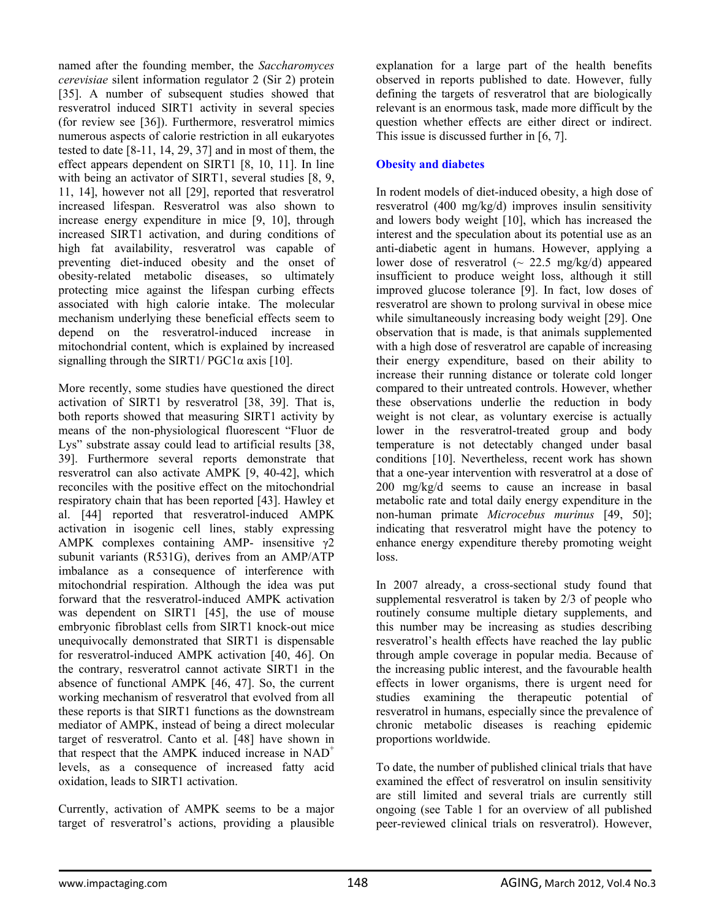named after the founding member, the *Saccharomyces cerevisiae* silent information regulator 2 (Sir 2) protein [35]. A number of subsequent studies showed that resveratrol induced SIRT1 activity in several species (for review see [36]). Furthermore, resveratrol mimics numerous aspects of calorie restriction in all eukaryotes tested to date [8-11, 14, 29, 37] and in most of them, the effect appears dependent on SIRT1 [8, 10, 11]. In line with being an activator of SIRT1, several studies [8, 9, 11, 14], however not all [29], reported that resveratrol increased lifespan. Resveratrol was also shown to increase energy expenditure in mice [9, 10], through increased SIRT1 activation, and during conditions of high fat availability, resveratrol was capable of preventing diet-induced obesity and the onset of obesity-related metabolic diseases, so ultimately protecting mice against the lifespan curbing effects associated with high calorie intake. The molecular mechanism underlying these beneficial effects seem to depend on the resveratrol-induced increase in mitochondrial content, which is explained by increased signalling through the SIRT1/ PGC1α axis [10].

More recently, some studies have questioned the direct activation of SIRT1 by resveratrol [38, 39]. That is, both reports showed that measuring SIRT1 activity by means of the non-physiological fluorescent "Fluor de Lys" substrate assay could lead to artificial results [38, 39]. Furthermore several reports demonstrate that resveratrol can also activate AMPK [9, 40-42], which reconciles with the positive effect on the mitochondrial respiratory chain that has been reported [43]. Hawley et al. [44] reported that resveratrol-induced AMPK activation in isogenic cell lines, stably expressing AMPK complexes containing AMP- insensitive γ2 subunit variants (R531G), derives from an AMP/ATP imbalance as a consequence of interference with mitochondrial respiration. Although the idea was put forward that the resveratrol-induced AMPK activation was dependent on SIRT1 [45], the use of mouse embryonic fibroblast cells from SIRT1 knock-out mice unequivocally demonstrated that SIRT1 is dispensable for resveratrol-induced AMPK activation [40, 46]. On the contrary, resveratrol cannot activate SIRT1 in the absence of functional AMPK [46, 47]. So, the current working mechanism of resveratrol that evolved from all these reports is that SIRT1 functions as the downstream mediator of AMPK, instead of being a direct molecular target of resveratrol. Canto et al. [48] have shown in that respect that the AMPK induced increase in $NAD^+$ levels, as a consequence of increased fatty acid oxidation, leads to SIRT1 activation.

Currently, activation of AMPK seems to be a major target of resveratrol's actions, providing a plausible explanation for a large part of the health benefits observed in reports published to date. However, fully defining the targets of resveratrol that are biologically relevant is an enormous task, made more difficult by the question whether effects are either direct or indirect. This issue is discussed further in [6, 7].

## Obesity and diabetes

In rodent models of diet-induced obesity, a high dose of resveratrol (400 mg/kg/d) improves insulin sensitivity and lowers body weight [10], which has increased the interest and the speculation about its potential use as an anti-diabetic agent in humans. However, applying a lower dose of resveratrol (~ 22.5 mg/kg/d) appeared insufficient to produce weight loss, although it still improved glucose tolerance [9]. In fact, low doses of resveratrol are shown to prolong survival in obese mice while simultaneously increasing body weight [29]. One observation that is made, is that animals supplemented with a high dose of resveratrol are capable of increasing their energy expenditure, based on their ability to increase their running distance or tolerate cold longer compared to their untreated controls. However, whether these observations underlie the reduction in body weight is not clear, as voluntary exercise is actually lower in the resveratrol-treated group and body temperature is not detectably changed under basal conditions [10]. Nevertheless, recent work has shown that a one-year intervention with resveratrol at a dose of 200 mg/kg/d seems to cause an increase in basal metabolic rate and total daily energy expenditure in the non-human primate *Microcebus murinus* [49, 50]; indicating that resveratrol might have the potency to enhance energy expenditure thereby promoting weight loss.

In 2007 already, a cross-sectional study found that supplemental resveratrol is taken by 2/3 of people who routinely consume multiple dietary supplements, and this number may be increasing as studies describing resveratrol's health effects have reached the lay public through ample coverage in popular media. Because of the increasing public interest, and the favourable health effects in lower organisms, there is urgent need for studies examining the therapeutic potential of resveratrol in humans, especially since the prevalence of chronic metabolic diseases is reaching epidemic proportions worldwide.

To date, the number of published clinical trials that have examined the effect of resveratrol on insulin sensitivity are still limited and several trials are currently still ongoing (see Table 1 for an overview of all published peer-reviewed clinical trials on resveratrol). However,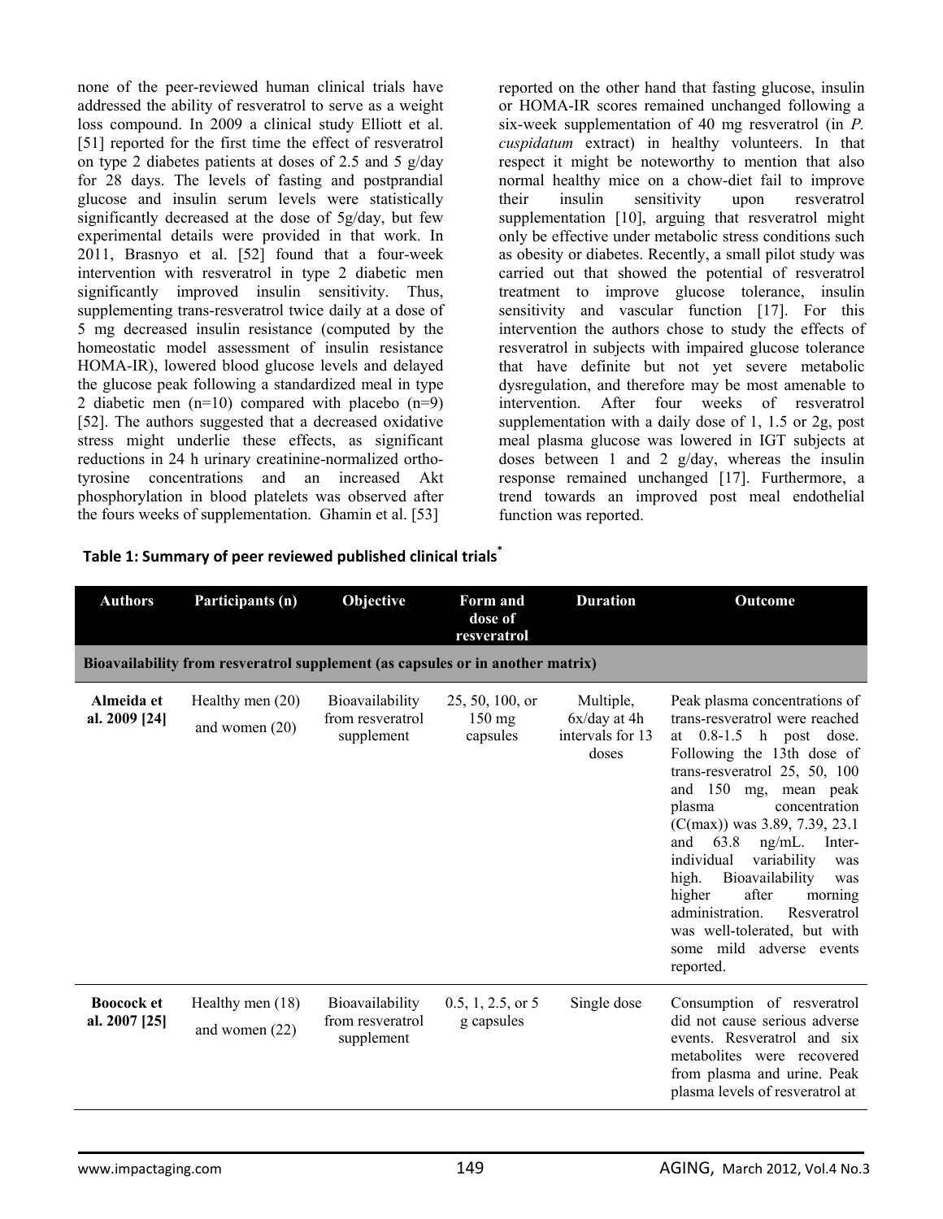none of the peer-reviewed human clinical trials have addressed the ability of resveratrol to serve as a weight loss compound. In 2009 a clinical study Elliott et al. [51] reported for the first time the effect of resveratrol on type 2 diabetes patients at doses of 2.5 and 5 g/day for 28 days. The levels of fasting and postprandial glucose and insulin serum levels were statistically significantly decreased at the dose of 5g/day, but few experimental details were provided in that work. In 2011, Brasnyo et al. [52] found that a four-week intervention with resveratrol in type 2 diabetic men significantly improved insulin sensitivity. Thus, supplementing trans-resveratrol twice daily at a dose of 5 mg decreased insulin resistance (computed by the homeostatic model assessment of insulin resistance HOMA-IR), lowered blood glucose levels and delayed the glucose peak following a standardized meal in type 2 diabetic men (n=10) compared with placebo (n=9) [52]. The authors suggested that a decreased oxidative stress might underlie these effects, as significant reductions in 24 h urinary creatinine-normalized ortho-tyrosine concentrations and an increased Akt phosphorylation in blood platelets was observed after the fours weeks of supplementation. Ghamin et al. [53] reported on the other hand that fasting glucose, insulin or HOMA-IR scores remained unchanged following a six-week supplementation of 40 mg resveratrol (in *P. cuspidatum* extract) in healthy volunteers. In that respect it might be noteworthy to mention that also normal healthy mice on a chow-diet fail to improve their insulin sensitivity upon resveratrol supplementation [10], arguing that resveratrol might only be effective under metabolic stress conditions such as obesity or diabetes. Recently, a small pilot study was carried out that showed the potential of resveratrol treatment to improve glucose tolerance, insulin sensitivity and vascular function [17]. For this intervention the authors chose to study the effects of resveratrol in subjects with impaired glucose tolerance that have definite but not yet severe metabolic dysregulation, and therefore may be most amenable to intervention. After four weeks of resveratrol supplementation with a daily dose of 1, 1.5 or 2g, post meal plasma glucose was lowered in IGT subjects at doses between 1 and 2 g/day, whereas the insulin response remained unchanged [17]. Furthermore, a trend towards an improved post meal endothelial function was reported.

**Table 1: Summary of peer reviewed published clinical trials***

| Authors | Participants (n) | Objective | Form and dose of resveratrol | Duration | Outcome |
|---|---|---|---|---|---|
| **Bioavailability from resveratrol supplement (as capsules or in another matrix)** | | | | | |
| **Almeida et al. 2009 [24]** | Healthy men (20) and women (20) | Bioavailability from resveratrol supplement | 25, 50, 100, or 150 mg capsules | Multiple, 6x/day at 4h intervals for 13 doses | Peak plasma concentrations of trans-resveratrol were reached at 0.8-1.5 h post dose. Following the 13th dose of trans-resveratrol 25, 50, 100 and 150 mg, mean peak plasma concentration (C(max)) was 3.89, 7.39, 23.1 and 63.8 ng/mL. Inter-individual variability was high. Bioavailability was higher after morning administration. Resveratrol was well-tolerated, but with some mild adverse events reported. |
| **Boocock et al. 2007 [25]** | Healthy men (18) and women (22) | Bioavailability from resveratrol supplement | 0.5, 1, 2.5, or 5 g capsules | Single dose | Consumption of resveratrol did not cause serious adverse events. Resveratrol and six metabolites were recovered from plasma and urine. Peak plasma levels of resveratrol at |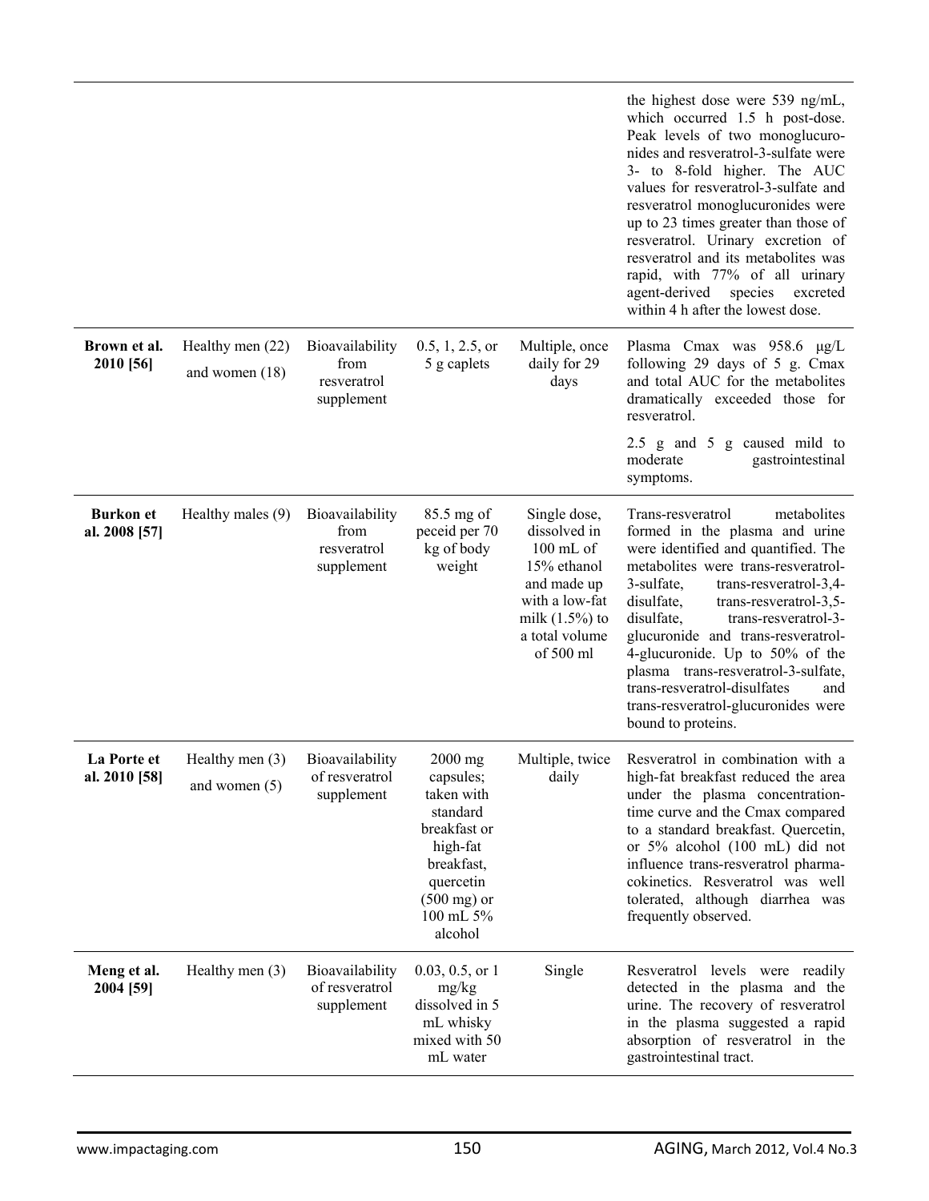| | | | | | |
|---|---|---|---|---|---|
| | | | | | the highest dose were 539 ng/mL, which occurred 1.5 h post-dose. Peak levels of two monoglucuronides and resveratrol-3-sulfate were 3- to 8-fold higher. The AUC values for resveratrol-3-sulfate and resveratrol monoglucuronides were up to 23 times greater than those of resveratrol. Urinary excretion of resveratrol and its metabolites was rapid, with 77% of all urinary agent-derived species excreted within 4 h after the lowest dose. |
| **Brown et al. 2010 [56]** | Healthy men (22) and women (18) | Bioavailability from resveratrol supplement | 0.5, 1, 2.5, or 5 g caplets | Multiple, once daily for 29 days | Plasma Cmax was 958.6 μg/L following 29 days of 5 g. Cmax and total AUC for the metabolites dramatically exceeded those for resveratrol.<br><br>2.5 g and 5 g caused mild to moderate gastrointestinal symptoms. |
| **Burkon et al. 2008 [57]** | Healthy males (9) | Bioavailability from resveratrol supplement | 85.5 mg of peceid per 70 kg of body weight | Single dose, dissolved in 100 mL of 15% ethanol and made up with a low-fat milk (1.5%) to a total volume of 500 ml | Trans-resveratrol metabolites formed in the plasma and urine were identified and quantified. The metabolites were trans-resveratrol-3-sulfate, trans-resveratrol-3,4-disulfate, trans-resveratrol-3,5-disulfate, trans-resveratrol-3-glucuronide and trans-resveratrol-4-glucuronide. Up to 50% of the plasma trans-resveratrol-3-sulfate, trans-resveratrol-disulfates and trans-resveratrol-glucuronides were bound to proteins. |
| **La Porte et al. 2010 [58]** | Healthy men (3) and women (5) | Bioavailability of resveratrol supplement | 2000 mg capsules; taken with standard breakfast or high-fat breakfast, quercetin (500 mg) or 100 mL 5% alcohol | Multiple, twice daily | Resveratrol in combination with a high-fat breakfast reduced the area under the plasma concentration-time curve and the Cmax compared to a standard breakfast. Quercetin, or 5% alcohol (100 mL) did not influence trans-resveratrol pharmacokinetics. Resveratrol was well tolerated, although diarrhea was frequently observed. |
| **Meng et al. 2004 [59]** | Healthy men (3) | Bioavailability of resveratrol supplement | 0.03, 0.5, or 1 mg/kg dissolved in 5 mL whisky mixed with 50 mL water | Single | Resveratrol levels were readily detected in the plasma and the urine. The recovery of resveratrol in the plasma suggested a rapid absorption of resveratrol in the gastrointestinal tract. |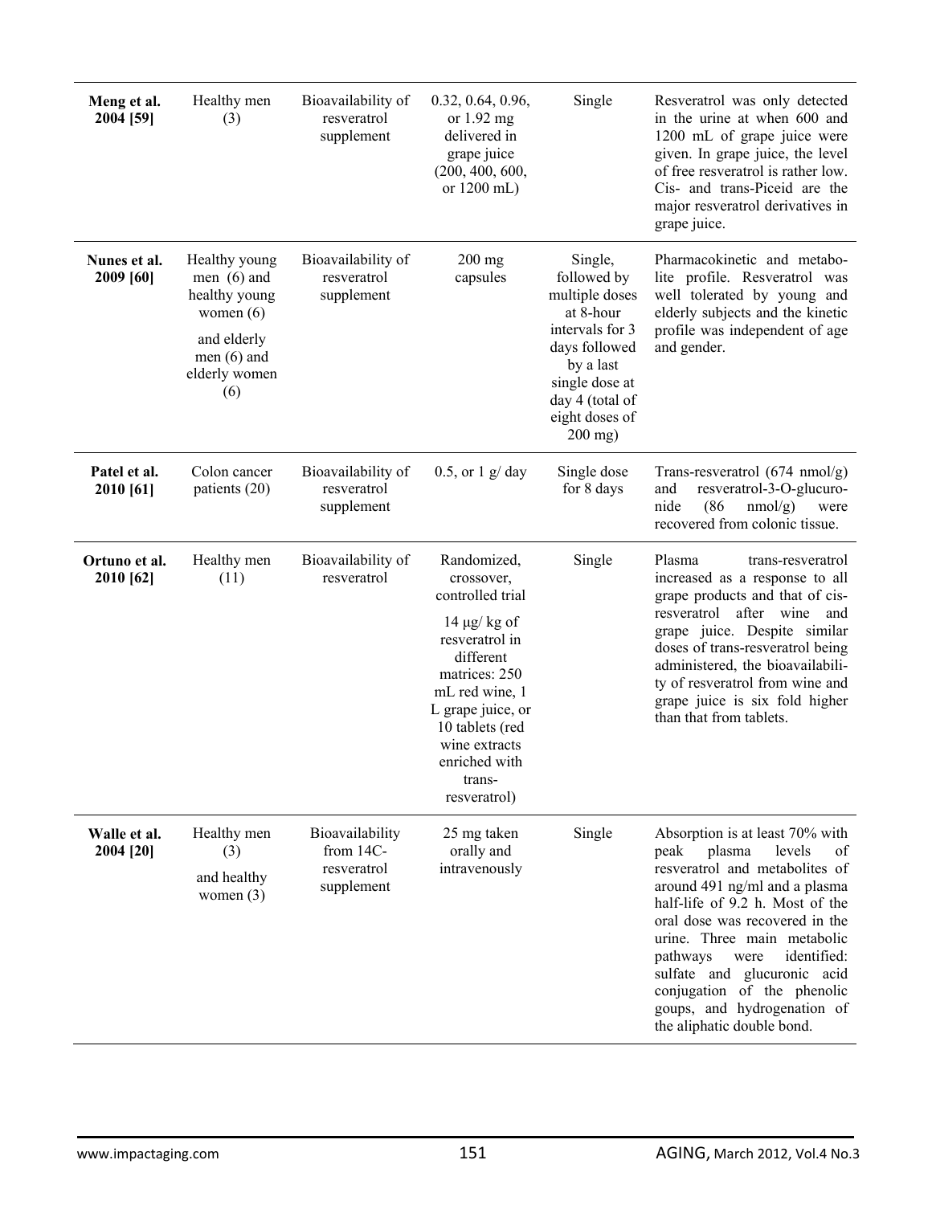| | | | | | |
|---|---|---|---|---|---|
| **Meng et al. 2004 [59]** | Healthy men (3) | Bioavailability of resveratrol supplement | 0.32, 0.64, 0.96, or 1.92 mg delivered in grape juice (200, 400, 600, or 1200 mL) | Single | Resveratrol was only detected in the urine at when 600 and 1200 mL of grape juice were given. In grape juice, the level of free resveratrol is rather low. Cis- and trans-Piceid are the major resveratrol derivatives in grape juice. |
| **Nunes et al. 2009 [60]** | Healthy young men (6) and healthy young women (6) and elderly men (6) and elderly women (6) | Bioavailability of resveratrol supplement | 200 mg capsules | Single, followed by multiple doses at 8-hour intervals for 3 days followed by a last single dose at day 4 (total of eight doses of 200 mg) | Pharmacokinetic and metabolite profile. Resveratrol was well tolerated by young and elderly subjects and the kinetic profile was independent of age and gender. |
| **Patel et al. 2010 [61]** | Colon cancer patients (20) | Bioavailability of resveratrol supplement | 0.5, or 1 g/ day | Single dose for 8 days | Trans-resveratrol (674 nmol/g) and resveratrol-3-O-glucuronide (86 nmol/g) were recovered from colonic tissue. |
| **Ortuno et al. 2010 [62]** | Healthy men (11) | Bioavailability of resveratrol | Randomized, crossover, controlled trial 14 µg/ kg of resveratrol in different matrices: 250 mL red wine, 1 L grape juice, or 10 tablets (red wine extracts enriched with trans-resveratrol) | Single | Plasma trans-resveratrol increased as a response to all grape products and that of cis-resveratrol after wine and grape juice. Despite similar doses of trans-resveratrol being administered, the bioavailability of resveratrol from wine and grape juice is six fold higher than that from tablets. |
| **Walle et al. 2004 [20]** | Healthy men (3) and healthy women (3) | Bioavailability from 14C-resveratrol supplement | 25 mg taken orally and intravenously | Single | Absorption is at least 70% with peak plasma levels of resveratrol and metabolites of around 491 ng/ml and a plasma half-life of 9.2 h. Most of the oral dose was recovered in the urine. Three main metabolic pathways were identified: sulfate and glucuronic acid conjugation of the phenolic goups, and hydrogenation of the aliphatic double bond. |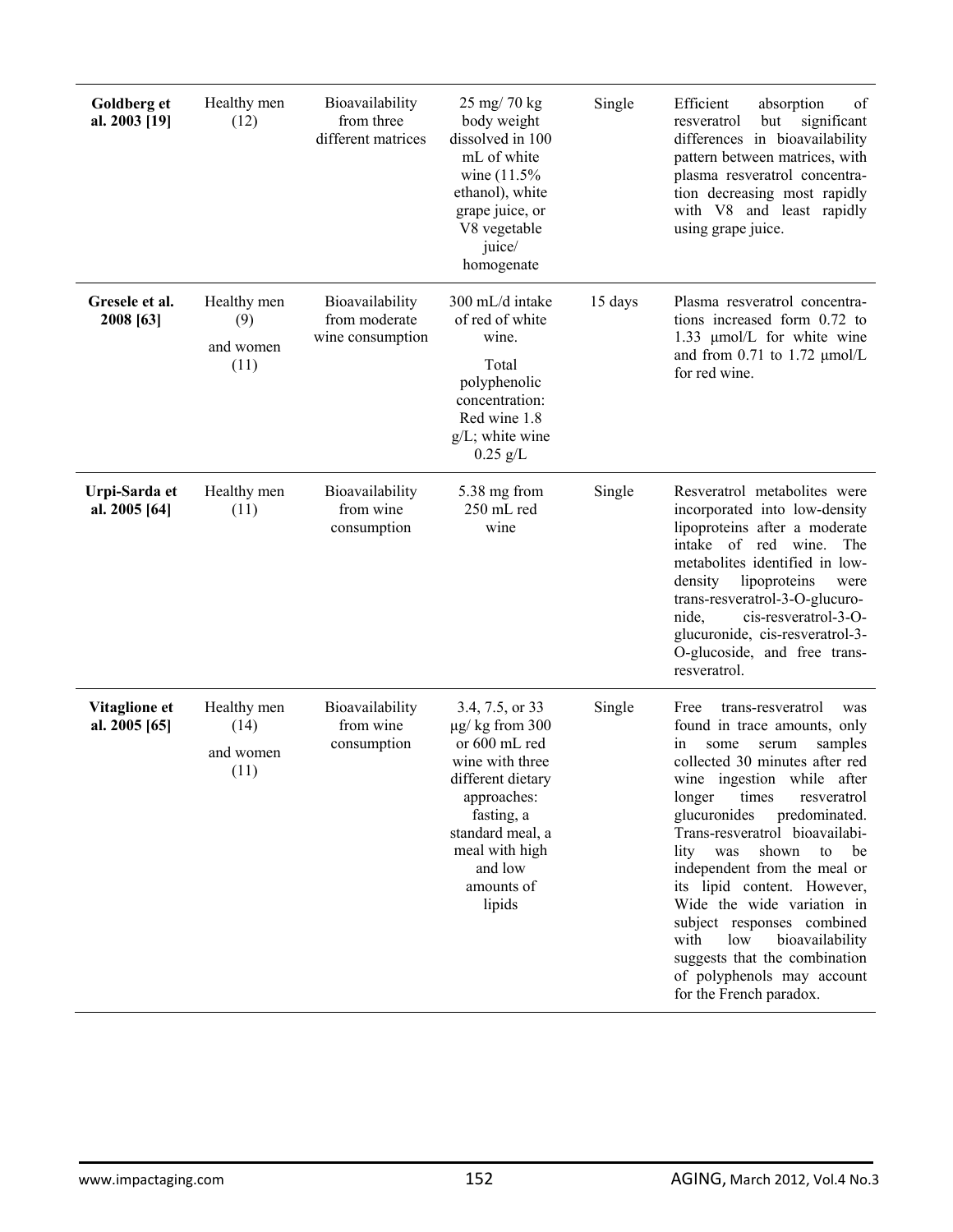| | | | | | |
|---|---|---|---|---|---|
| **Goldberg et al. 2003 [19]** | Healthy men (12) | Bioavailability from three different matrices | 25 mg/ 70 kg body weight dissolved in 100 mL of white wine (11.5% ethanol), white grape juice, or V8 vegetable juice/ homogenate | Single | Efficient absorption of resveratrol but significant differences in bioavailability pattern between matrices, with plasma resveratrol concentration decreasing most rapidly with V8 and least rapidly using grape juice. |
| **Gresele et al. 2008 [63]** | Healthy men (9) and women (11) | Bioavailability from moderate wine consumption | 300 mL/d intake of red of white wine. Total polyphenolic concentration: Red wine 1.8 g/L; white wine 0.25 g/L | 15 days | Plasma resveratrol concentrations increased form 0.72 to 1.33 μmol/L for white wine and from 0.71 to 1.72 μmol/L for red wine. |
| **Urpi-Sarda et al. 2005 [64]** | Healthy men (11) | Bioavailability from wine consumption | 5.38 mg from 250 mL red wine | Single | Resveratrol metabolites were incorporated into low-density lipoproteins after a moderate intake of red wine. The metabolites identified in low-density lipoproteins were trans-resveratrol-3-O-glucuronide, cis-resveratrol-3-O-glucuronide, cis-resveratrol-3-O-glucoside, and free trans-resveratrol. |
| **Vitaglione et al. 2005 [65]** | Healthy men (14) and women (11) | Bioavailability from wine consumption | 3.4, 7.5, or 33 μg/ kg from 300 or 600 mL red wine with three different dietary approaches: fasting, a standard meal, a meal with high and low amounts of lipids | Single | Free trans-resveratrol was found in trace amounts, only in some serum samples collected 30 minutes after red wine ingestion while after longer times resveratrol glucuronides predominated. Trans-resveratrol bioavailability was shown to be independent from the meal or its lipid content. However, Wide the wide variation in subject responses combined with low bioavailability suggests that the combination of polyphenols may account for the French paradox. |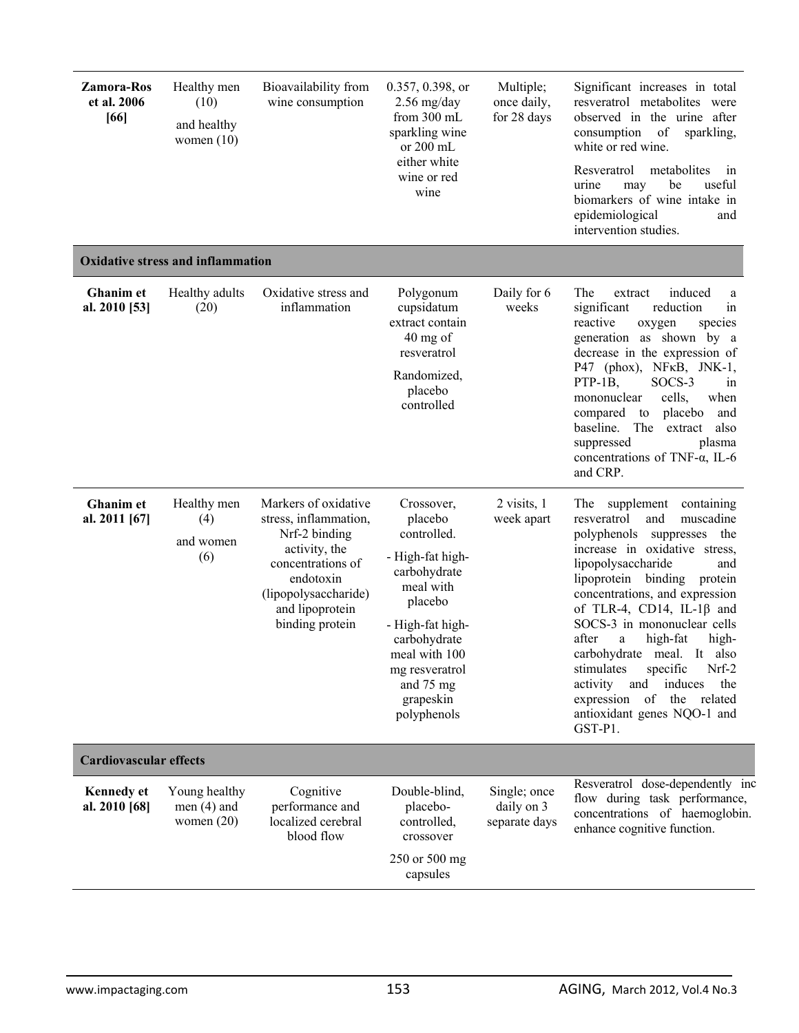| | | | | | |
|---|---|---|---|---|---|
| **Zamora-Ros et al. 2006 [66]** | Healthy men (10) and healthy women (10) | Bioavailability from wine consumption | 0.357, 0.398, or 2.56 mg/day from 300 mL sparkling wine or 200 mL either white wine or red wine | Multiple; once daily, for 28 days | Significant increases in total resveratrol metabolites were observed in the urine after consumption of sparkling, white or red wine. Resveratrol metabolites in urine may be useful biomarkers of wine intake in epidemiological and intervention studies. |
| **Oxidative stress and inflammation** | | | | | |
| **Ghanim et al. 2010 [53]** | Healthy adults (20) | Oxidative stress and inflammation | Polygonum cupsidatum extract contain 40 mg of resveratrol. Randomized, placebo controlled | Daily for 6 weeks | The extract induced a significant reduction in reactive oxygen species generation as shown by a decrease in the expression of P47 (phox), NFκB, JNK-1, PTP-1B, SOCS-3 in mononuclear cells, when compared to placebo and baseline. The extract also suppressed plasma concentrations of TNF-α, IL-6 and CRP. |
| **Ghanim et al. 2011 [67]** | Healthy men (4) and women (6) | Markers of oxidative stress, inflammation, Nrf-2 binding activity, the concentrations of endotoxin (lipopolysaccharide) and lipoprotein binding protein | Crossover, placebo controlled. - High-fat high-carbohydrate meal with placebo - High-fat high-carbohydrate meal with 100 mg resveratrol and 75 mg grapeskin polyphenols | 2 visits, 1 week apart | The supplement containing resveratrol and muscadine polyphenols suppresses the increase in oxidative stress, lipopolysaccharide and lipoprotein binding protein concentrations, and expression of TLR-4, CD14, IL-1β and SOCS-3 in mononuclear cells after a high-fat high-carbohydrate meal. It also stimulates specific Nrf-2 activity and induces the expression of the related antioxidant genes NQO-1 and GST-P1. |
| **Cardiovascular effects** | | | | | |
| **Kennedy et al. 2010 [68]** | Young healthy men (4) and women (20) | Cognitive performance and localized cerebral blood flow | Double-blind, placebo-controlled, crossover. 250 or 500 mg capsules | Single; once daily on 3 separate days | Resveratrol dose-dependently inc flow during task performance, concentrations of haemoglobin. enhance cognitive function. |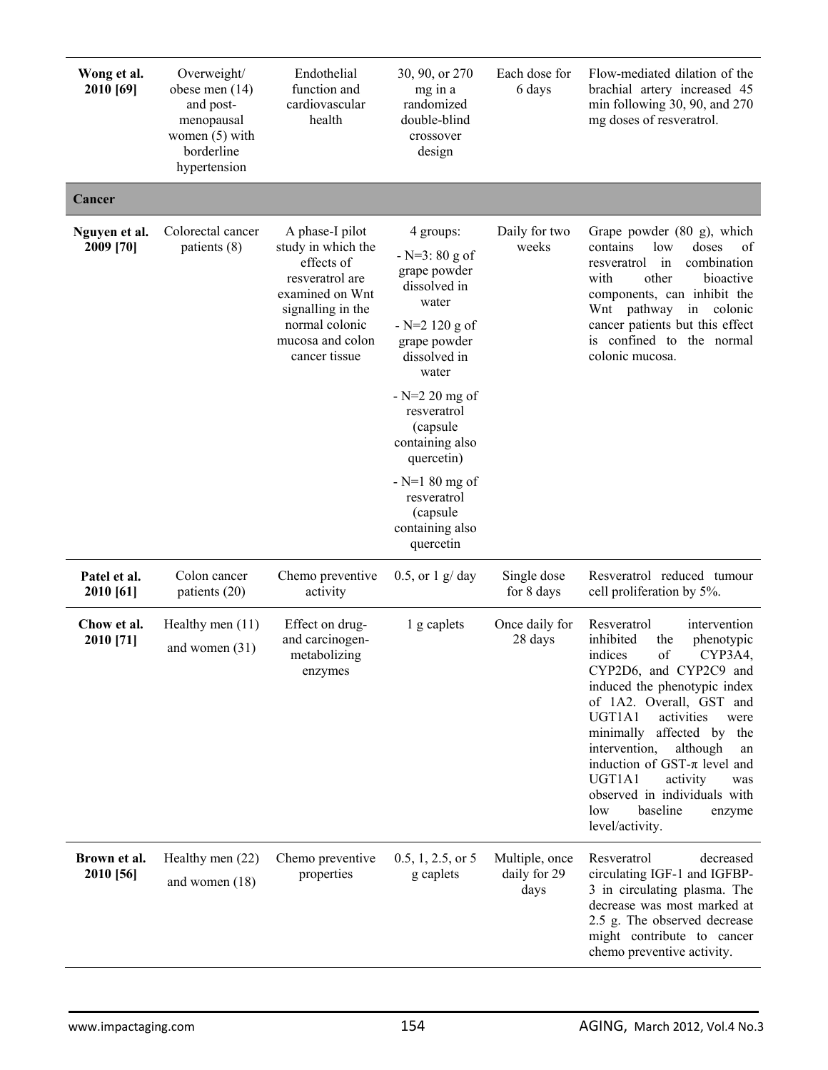| | | | | | |
|---|---|---|---|---|---|
| **Wong et al. 2010 [69]** | Overweight/ obese men (14) and post-menopausal women (5) with borderline hypertension | Endothelial function and cardiovascular health | 30, 90, or 270 mg in a randomized double-blind crossover design | Each dose for 6 days | Flow-mediated dilation of the brachial artery increased 45 min following 30, 90, and 270 mg doses of resveratrol. |
| **Cancer** | | | | | |
| **Nguyen et al. 2009 [70]** | Colorectal cancer patients (8) | A phase-I pilot study in which the effects of resveratrol are examined on Wnt signalling in the normal colonic mucosa and colon cancer tissue | 4 groups:<br>- N=3: 80 g of grape powder dissolved in water<br>- N=2 120 g of grape powder dissolved in water<br>- N=2 20 mg of resveratrol (capsule containing also quercetin)<br>- N=1 80 mg of resveratrol (capsule containing also quercetin | Daily for two weeks | Grape powder (80 g), which contains low doses of resveratrol in combination with other bioactive components, can inhibit the Wnt pathway in colonic cancer patients but this effect is confined to the normal colonic mucosa. |
| **Patel et al. 2010 [61]** | Colon cancer patients (20) | Chemo preventive activity | 0.5, or 1 g/ day | Single dose for 8 days | Resveratrol reduced tumour cell proliferation by 5%. |
| **Chow et al. 2010 [71]** | Healthy men (11) and women (31) | Effect on drug- and carcinogen-metabolizing enzymes | 1 g caplets | Once daily for 28 days | Resveratrol intervention inhibited the phenotypic indices of CYP3A4, CYP2D6, and CYP2C9 and induced the phenotypic index of 1A2. Overall, GST and UGT1A1 activities were minimally affected by the intervention, although an induction of GST-π level and UGT1A1 activity was observed in individuals with low baseline enzyme level/activity. |
| **Brown et al. 2010 [56]** | Healthy men (22) and women (18) | Chemo preventive properties | 0.5, 1, 2.5, or 5 g caplets | Multiple, once daily for 29 days | Resveratrol decreased circulating IGF-1 and IGFBP-3 in circulating plasma. The decrease was most marked at 2.5 g. The observed decrease might contribute to cancer chemo preventive activity. |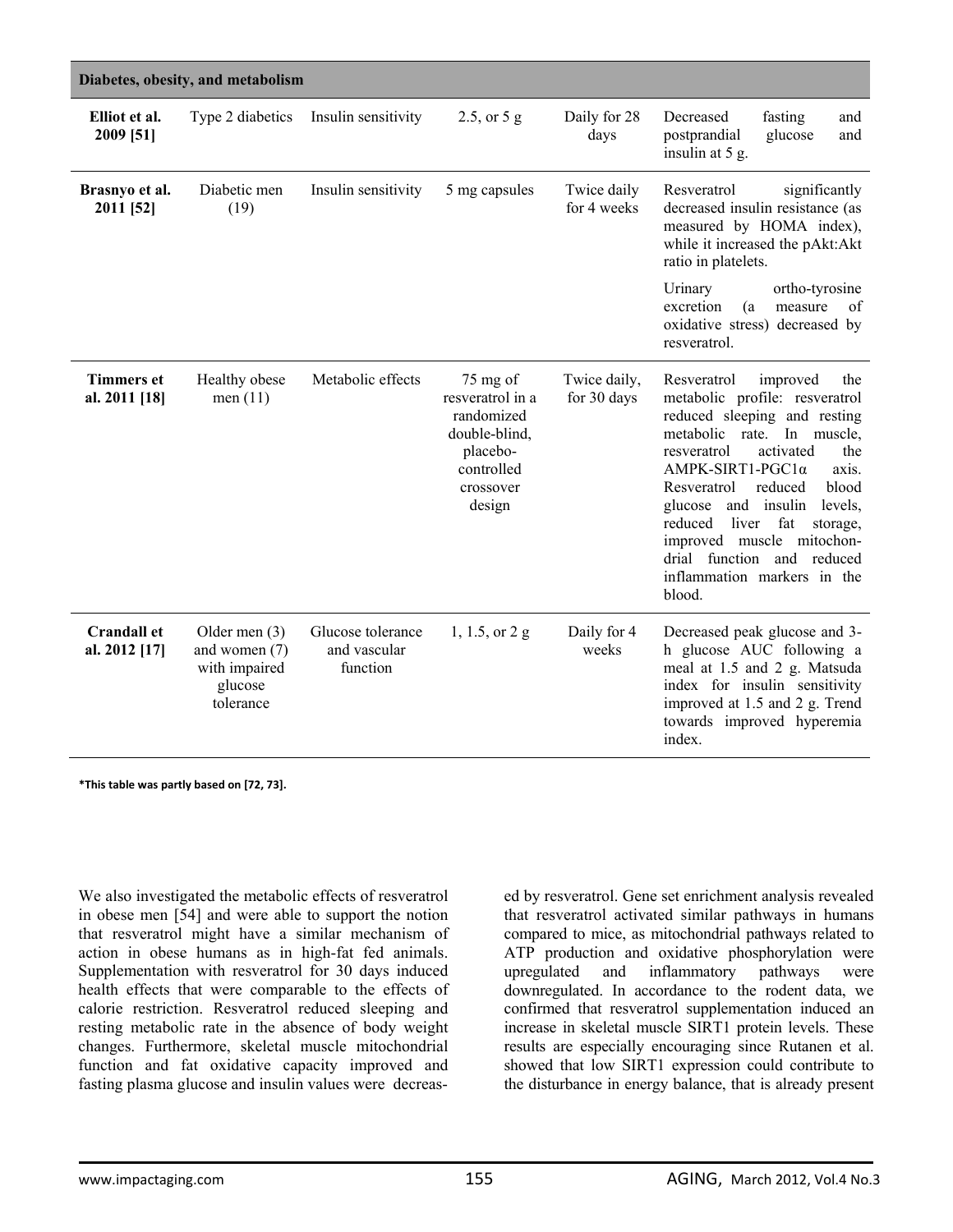| Diabetes, obesity, and metabolism | | | | | |
|---|---|---|---|---|---|
| **Elliot et al. 2009 [51]** | Type 2 diabetics | Insulin sensitivity | 2.5, or 5 g | Daily for 28 days | Decreased fasting and postprandial glucose and insulin at 5 g. |
| **Brasnyo et al. 2011 [52]** | Diabetic men (19) | Insulin sensitivity | 5 mg capsules | Twice daily for 4 weeks | Resveratrol significantly decreased insulin resistance (as measured by HOMA index), while it increased the pAkt:Akt ratio in platelets. Urinary ortho-tyrosine excretion (a measure of oxidative stress) decreased by resveratrol. |
| **Timmers et al. 2011 [18]** | Healthy obese men (11) | Metabolic effects | 75 mg of resveratrol in a randomized double-blind, placebo-controlled crossover design | Twice daily, for 30 days | Resveratrol improved the metabolic profile: resveratrol reduced sleeping and resting metabolic rate. In muscle, resveratrol activated the AMPK-SIRT1-PGC1α axis. Resveratrol reduced blood glucose and insulin levels, reduced liver fat storage, improved muscle mitochondrial function and reduced inflammation markers in the blood. |
| **Crandall et al. 2012 [17]** | Older men (3) and women (7) with impaired glucose tolerance | Glucose tolerance and vascular function | 1, 1.5, or 2 g | Daily for 4 weeks | Decreased peak glucose and 3-h glucose AUC following a meal at 1.5 and 2 g. Matsuda index for insulin sensitivity improved at 1.5 and 2 g. Trend towards improved hyperemia index. |

***This table was partly based on [72, 73].**

We also investigated the metabolic effects of resveratrol in obese men [54] and were able to support the notion that resveratrol might have a similar mechanism of action in obese humans as in high-fat fed animals. Supplementation with resveratrol for 30 days induced health effects that were comparable to the effects of calorie restriction. Resveratrol reduced sleeping and resting metabolic rate in the absence of body weight changes. Furthermore, skeletal muscle mitochondrial function and fat oxidative capacity improved and fasting plasma glucose and insulin values were decreased by resveratrol. Gene set enrichment analysis revealed that resveratrol activated similar pathways in humans compared to mice, as mitochondrial pathways related to ATP production and oxidative phosphorylation were upregulated and inflammatory pathways were downregulated. In accordance to the rodent data, we confirmed that resveratrol supplementation induced an increase in skeletal muscle SIRT1 protein levels. These results are especially encouraging since Rutanen et al. showed that low SIRT1 expression could contribute to the disturbance in energy balance, that is already present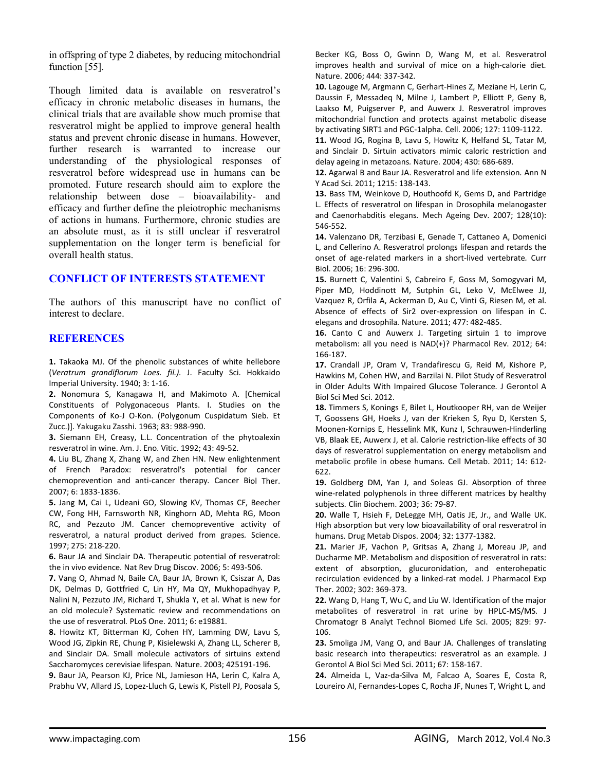in offspring of type 2 diabetes, by reducing mitochondrial function [55].

Though limited data is available on resveratrol's efficacy in chronic metabolic diseases in humans, the clinical trials that are available show much promise that resveratrol might be applied to improve general health status and prevent chronic disease in humans. However, further research is warranted to increase our understanding of the physiological responses of resveratrol before widespread use in humans can be promoted. Future research should aim to explore the relationship between dose – bioavailability- and efficacy and further define the pleiotrophic mechanisms of actions in humans. Furthermore, chronic studies are an absolute must, as it is still unclear if resveratrol supplementation on the longer term is beneficial for overall health status.

## CONFLICT OF INTERESTS STATEMENT

The authors of this manuscript have no conflict of interest to declare.

## REFERENCES

**1.** Takaoka MJ. Of the phenolic substances of white hellebore (*Veratrum grandiflorum Loes. fil.)*. J. Faculty Sci. Hokkaido Imperial University. 1940; 3: 1-16.

**2.** Nonomura S, Kanagawa H, and Makimoto A. [Chemical Constituents of Polygonaceous Plants. I. Studies on the Components of Ko-J O-Kon. (Polygonum Cuspidatum Sieb. Et Zucc.)]. Yakugaku Zasshi. 1963; 83: 988-990.

**3.** Siemann EH, Creasy, L.L. Concentration of the phytoalexin resveratrol in wine. Am. J. Eno. Vitic. 1992; 43: 49-52.

**4.** Liu BL, Zhang X, Zhang W, and Zhen HN. New enlightenment of French Paradox: resveratrol's potential for cancer chemoprevention and anti-cancer therapy. Cancer Biol Ther. 2007; 6: 1833-1836.

**5.** Jang M, Cai L, Udeani GO, Slowing KV, Thomas CF, Beecher CW, Fong HH, Farnsworth NR, Kinghorn AD, Mehta RG, Moon RC, and Pezzuto JM. Cancer chemopreventive activity of resveratrol, a natural product derived from grapes. Science. 1997; 275: 218-220.

**6.** Baur JA and Sinclair DA. Therapeutic potential of resveratrol: the in vivo evidence. Nat Rev Drug Discov. 2006; 5: 493-506.

**7.** Vang O, Ahmad N, Baile CA, Baur JA, Brown K, Csiszar A, Das DK, Delmas D, Gottfried C, Lin HY, Ma QY, Mukhopadhyay P, Nalini N, Pezzuto JM, Richard T, Shukla Y, et al. What is new for an old molecule? Systematic review and recommendations on the use of resveratrol. PLoS One. 2011; 6: e19881.

**8.** Howitz KT, Bitterman KJ, Cohen HY, Lamming DW, Lavu S, Wood JG, Zipkin RE, Chung P, Kisielewski A, Zhang LL, Scherer B, and Sinclair DA. Small molecule activators of sirtuins extend Saccharomyces cerevisiae lifespan. Nature. 2003; 425191-196.

**9.** Baur JA, Pearson KJ, Price NL, Jamieson HA, Lerin C, Kalra A, Prabhu VV, Allard JS, Lopez-Lluch G, Lewis K, Pistell PJ, Poosala S, Becker KG, Boss O, Gwinn D, Wang M, et al. Resveratrol improves health and survival of mice on a high-calorie diet. Nature. 2006; 444: 337-342.

**10.** Lagouge M, Argmann C, Gerhart-Hines Z, Meziane H, Lerin C, Daussin F, Messadeq N, Milne J, Lambert P, Elliott P, Geny B, Laakso M, Puigserver P, and Auwerx J. Resveratrol improves mitochondrial function and protects against metabolic disease by activating SIRT1 and PGC-1alpha. Cell. 2006; 127: 1109-1122.

**11.** Wood JG, Rogina B, Lavu S, Howitz K, Helfand SL, Tatar M, and Sinclair D. Sirtuin activators mimic caloric restriction and delay ageing in metazoans. Nature. 2004; 430: 686-689.

**12.** Agarwal B and Baur JA. Resveratrol and life extension. Ann N Y Acad Sci. 2011; 1215: 138-143.

**13.** Bass TM, Weinkove D, Houthoofd K, Gems D, and Partridge L. Effects of resveratrol on lifespan in Drosophila melanogaster and Caenorhabditis elegans. Mech Ageing Dev. 2007; 128(10): 546-552.

**14.** Valenzano DR, Terzibasi E, Genade T, Cattaneo A, Domenici L, and Cellerino A. Resveratrol prolongs lifespan and retards the onset of age-related markers in a short-lived vertebrate. Curr Biol. 2006; 16: 296-300.

**15.** Burnett C, Valentini S, Cabreiro F, Goss M, Somogyvari M, Piper MD, Hoddinott M, Sutphin GL, Leko V, McElwee JJ, Vazquez R, Orfila A, Ackerman D, Au C, Vinti G, Riesen M, et al. Absence of effects of Sir2 over-expression on lifespan in C. elegans and drosophila. Nature. 2011; 477: 482-485.

**16.** Canto C and Auwerx J. Targeting sirtuin 1 to improve metabolism: all you need is NAD(+)? Pharmacol Rev. 2012; 64: 166-187.

**17.** Crandall JP, Oram V, Trandafirescu G, Reid M, Kishore P, Hawkins M, Cohen HW, and Barzilai N. Pilot Study of Resveratrol in Older Adults With Impaired Glucose Tolerance. J Gerontol A Biol Sci Med Sci. 2012.

**18.** Timmers S, Konings E, Bilet L, Houtkooper RH, van de Weijer T, Goossens GH, Hoeks J, van der Krieken S, Ryu D, Kersten S, Moonen-Kornips E, Hesselink MK, Kunz I, Schrauwen-Hinderling VB, Blaak EE, Auwerx J, et al. Calorie restriction-like effects of 30 days of resveratrol supplementation on energy metabolism and metabolic profile in obese humans. Cell Metab. 2011; 14: 612-622.

**19.** Goldberg DM, Yan J, and Soleas GJ. Absorption of three wine-related polyphenols in three different matrices by healthy subjects. Clin Biochem. 2003; 36: 79-87.

**20.** Walle T, Hsieh F, DeLegge MH, Oatis JE, Jr., and Walle UK. High absorption but very low bioavailability of oral resveratrol in humans. Drug Metab Dispos. 2004; 32: 1377-1382.

**21.** Marier JF, Vachon P, Gritsas A, Zhang J, Moreau JP, and Ducharme MP. Metabolism and disposition of resveratrol in rats: extent of absorption, glucuronidation, and enterohepatic recirculation evidenced by a linked-rat model. J Pharmacol Exp Ther. 2002; 302: 369-373.

**22.** Wang D, Hang T, Wu C, and Liu W. Identification of the major metabolites of resveratrol in rat urine by HPLC-MS/MS. J Chromatogr B Analyt Technol Biomed Life Sci. 2005; 829: 97-106.

**23.** Smoliga JM, Vang O, and Baur JA. Challenges of translating basic research into therapeutics: resveratrol as an example. J Gerontol A Biol Sci Med Sci. 2011; 67: 158-167.

**24.** Almeida L, Vaz-da-Silva M, Falcao A, Soares E, Costa R, Loureiro AI, Fernandes-Lopes C, Rocha JF, Nunes T, Wright L, and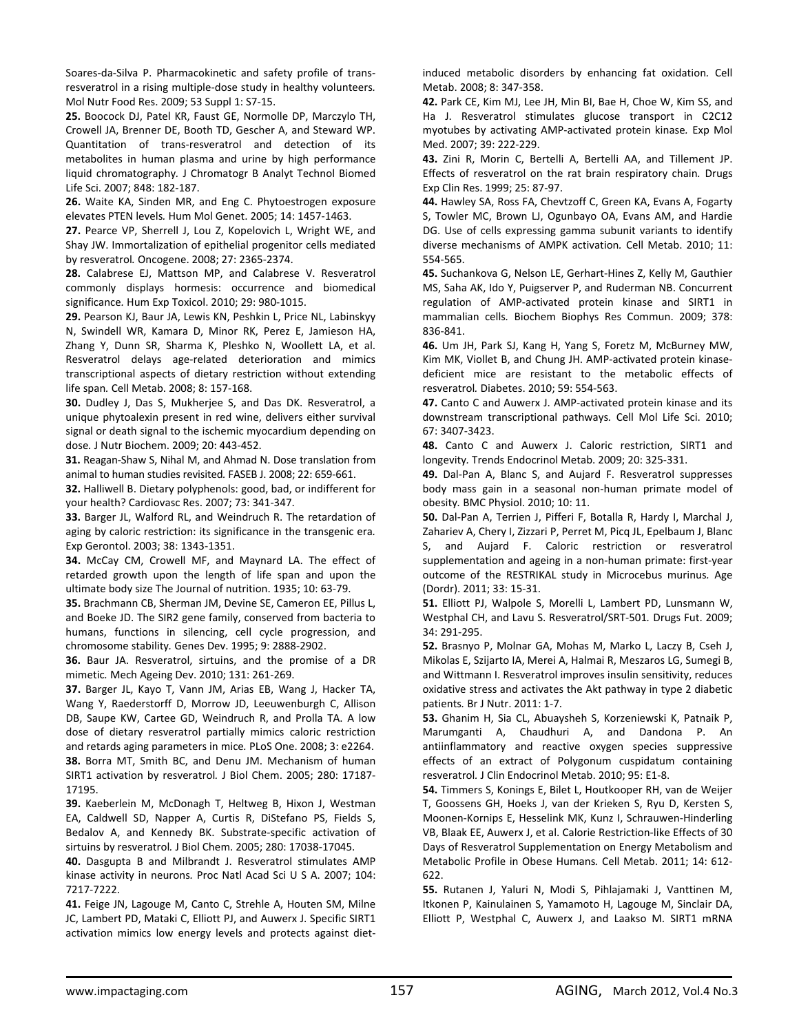Soares-da-Silva P. Pharmacokinetic and safety profile of trans-resveratrol in a rising multiple-dose study in healthy volunteers. Mol Nutr Food Res. 2009; 53 Suppl 1: S7-15.

**25.** Boocock DJ, Patel KR, Faust GE, Normolle DP, Marczylo TH, Crowell JA, Brenner DE, Booth TD, Gescher A, and Steward WP. Quantitation of trans-resveratrol and detection of its metabolites in human plasma and urine by high performance liquid chromatography. J Chromatogr B Analyt Technol Biomed Life Sci. 2007; 848: 182-187.

**26.** Waite KA, Sinden MR, and Eng C. Phytoestrogen exposure elevates PTEN levels. Hum Mol Genet. 2005; 14: 1457-1463.

**27.** Pearce VP, Sherrell J, Lou Z, Kopelovich L, Wright WE, and Shay JW. Immortalization of epithelial progenitor cells mediated by resveratrol. Oncogene. 2008; 27: 2365-2374.

**28.** Calabrese EJ, Mattson MP, and Calabrese V. Resveratrol commonly displays hormesis: occurrence and biomedical significance. Hum Exp Toxicol. 2010; 29: 980-1015.

**29.** Pearson KJ, Baur JA, Lewis KN, Peshkin L, Price NL, Labinskyy N, Swindell WR, Kamara D, Minor RK, Perez E, Jamieson HA, Zhang Y, Dunn SR, Sharma K, Pleshko N, Woollett LA, et al. Resveratrol delays age-related deterioration and mimics transcriptional aspects of dietary restriction without extending life span. Cell Metab. 2008; 8: 157-168.

**30.** Dudley J, Das S, Mukherjee S, and Das DK. Resveratrol, a unique phytoalexin present in red wine, delivers either survival signal or death signal to the ischemic myocardium depending on dose. J Nutr Biochem. 2009; 20: 443-452.

**31.** Reagan-Shaw S, Nihal M, and Ahmad N. Dose translation from animal to human studies revisited. FASEB J. 2008; 22: 659-661.

**32.** Halliwell B. Dietary polyphenols: good, bad, or indifferent for your health? Cardiovasc Res. 2007; 73: 341-347.

**33.** Barger JL, Walford RL, and Weindruch R. The retardation of aging by caloric restriction: its significance in the transgenic era. Exp Gerontol. 2003; 38: 1343-1351.

**34.** McCay CM, Crowell MF, and Maynard LA. The effect of retarded growth upon the length of life span and upon the ultimate body size The Journal of nutrition. 1935; 10: 63-79.

**35.** Brachmann CB, Sherman JM, Devine SE, Cameron EE, Pillus L, and Boeke JD. The SIR2 gene family, conserved from bacteria to humans, functions in silencing, cell cycle progression, and chromosome stability. Genes Dev. 1995; 9: 2888-2902.

**36.** Baur JA. Resveratrol, sirtuins, and the promise of a DR mimetic. Mech Ageing Dev. 2010; 131: 261-269.

**37.** Barger JL, Kayo T, Vann JM, Arias EB, Wang J, Hacker TA, Wang Y, Raederstorff D, Morrow JD, Leeuwenburgh C, Allison DB, Saupe KW, Cartee GD, Weindruch R, and Prolla TA. A low dose of dietary resveratrol partially mimics caloric restriction and retards aging parameters in mice. PLoS One. 2008; 3: e2264.

**38.** Borra MT, Smith BC, and Denu JM. Mechanism of human SIRT1 activation by resveratrol. J Biol Chem. 2005; 280: 17187-17195.

**39.** Kaeberlein M, McDonagh T, Heltweg B, Hixon J, Westman EA, Caldwell SD, Napper A, Curtis R, DiStefano PS, Fields S, Bedalov A, and Kennedy BK. Substrate-specific activation of sirtuins by resveratrol. J Biol Chem. 2005; 280: 17038-17045.

**40.** Dasgupta B and Milbrandt J. Resveratrol stimulates AMP kinase activity in neurons. Proc Natl Acad Sci U S A. 2007; 104: 7217-7222.

**41.** Feige JN, Lagouge M, Canto C, Strehle A, Houten SM, Milne JC, Lambert PD, Mataki C, Elliott PJ, and Auwerx J. Specific SIRT1 activation mimics low energy levels and protects against diet-induced metabolic disorders by enhancing fat oxidation. Cell Metab. 2008; 8: 347-358.

**42.** Park CE, Kim MJ, Lee JH, Min BI, Bae H, Choe W, Kim SS, and Ha J. Resveratrol stimulates glucose transport in C2C12 myotubes by activating AMP-activated protein kinase. Exp Mol Med. 2007; 39: 222-229.

**43.** Zini R, Morin C, Bertelli A, Bertelli AA, and Tillement JP. Effects of resveratrol on the rat brain respiratory chain. Drugs Exp Clin Res. 1999; 25: 87-97.

**44.** Hawley SA, Ross FA, Chevtzoff C, Green KA, Evans A, Fogarty S, Towler MC, Brown LJ, Ogunbayo OA, Evans AM, and Hardie DG. Use of cells expressing gamma subunit variants to identify diverse mechanisms of AMPK activation. Cell Metab. 2010; 11: 554-565.

**45.** Suchankova G, Nelson LE, Gerhart-Hines Z, Kelly M, Gauthier MS, Saha AK, Ido Y, Puigserver P, and Ruderman NB. Concurrent regulation of AMP-activated protein kinase and SIRT1 in mammalian cells. Biochem Biophys Res Commun. 2009; 378: 836-841.

**46.** Um JH, Park SJ, Kang H, Yang S, Foretz M, McBurney MW, Kim MK, Viollet B, and Chung JH. AMP-activated protein kinase-deficient mice are resistant to the metabolic effects of resveratrol. Diabetes. 2010; 59: 554-563.

**47.** Canto C and Auwerx J. AMP-activated protein kinase and its downstream transcriptional pathways. Cell Mol Life Sci. 2010; 67: 3407-3423.

**48.** Canto C and Auwerx J. Caloric restriction, SIRT1 and longevity. Trends Endocrinol Metab. 2009; 20: 325-331.

**49.** Dal-Pan A, Blanc S, and Aujard F. Resveratrol suppresses body mass gain in a seasonal non-human primate model of obesity. BMC Physiol. 2010; 10: 11.

**50.** Dal-Pan A, Terrien J, Pifferi F, Botalla R, Hardy I, Marchal J, Zahariev A, Chery I, Zizzari P, Perret M, Picq JL, Epelbaum J, Blanc S, and Aujard F. Caloric restriction or resveratrol supplementation and ageing in a non-human primate: first-year outcome of the RESTRIKAL study in Microcebus murinus. Age (Dordr). 2011; 33: 15-31.

**51.** Elliott PJ, Walpole S, Morelli L, Lambert PD, Lunsmann W, Westphal CH, and Lavu S. Resveratrol/SRT-501. Drugs Fut. 2009; 34: 291-295.

**52.** Brasnyo P, Molnar GA, Mohas M, Marko L, Laczy B, Cseh J, Mikolas E, Szijarto IA, Merei A, Halmai R, Meszaros LG, Sumegi B, and Wittmann I. Resveratrol improves insulin sensitivity, reduces oxidative stress and activates the Akt pathway in type 2 diabetic patients. Br J Nutr. 2011: 1-7.

**53.** Ghanim H, Sia CL, Abuaysheh S, Korzeniewski K, Patnaik P, Marumganti A, Chaudhuri A, and Dandona P. An antiinflammatory and reactive oxygen species suppressive effects of an extract of Polygonum cuspidatum containing resveratrol. J Clin Endocrinol Metab. 2010; 95: E1-8.

**54.** Timmers S, Konings E, Bilet L, Houtkooper RH, van de Weijer T, Goossens GH, Hoeks J, van der Krieken S, Ryu D, Kersten S, Moonen-Kornips E, Hesselink MK, Kunz I, Schrauwen-Hinderling VB, Blaak EE, Auwerx J, et al. Calorie Restriction-like Effects of 30 Days of Resveratrol Supplementation on Energy Metabolism and Metabolic Profile in Obese Humans. Cell Metab. 2011; 14: 612-622.

**55.** Rutanen J, Yaluri N, Modi S, Pihlajamaki J, Vanttinen M, Itkonen P, Kainulainen S, Yamamoto H, Lagouge M, Sinclair DA, Elliott P, Westphal C, Auwerx J, and Laakso M. SIRT1 mRNA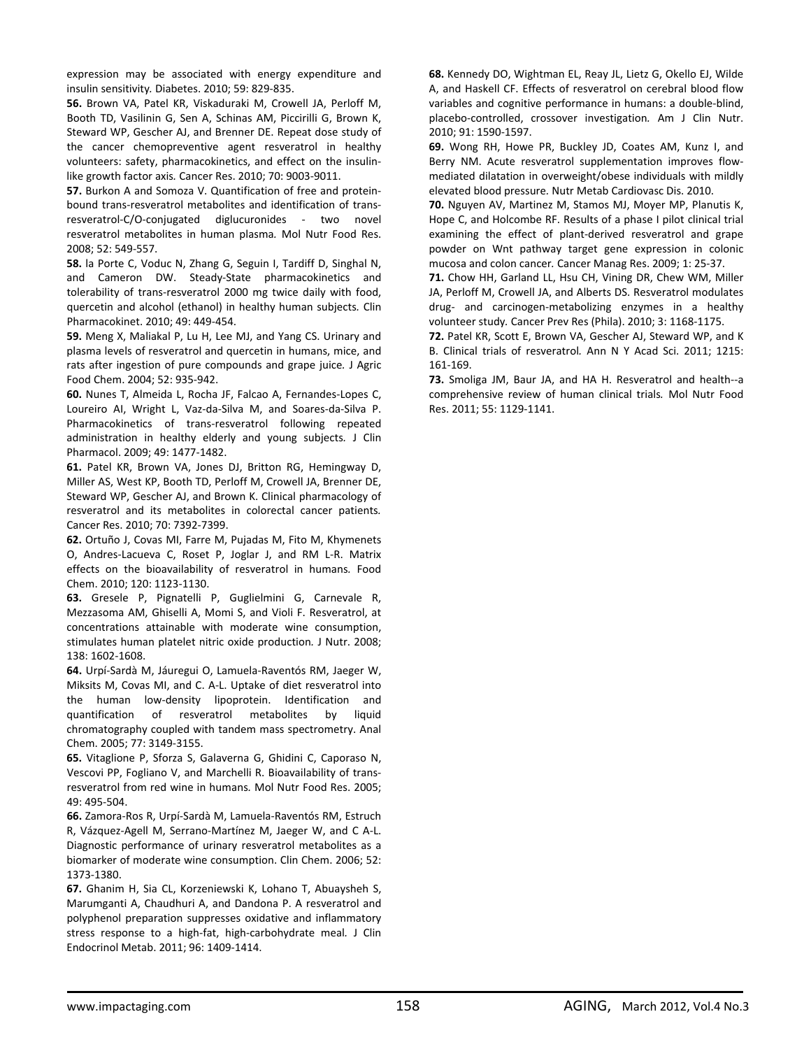expression may be associated with energy expenditure and insulin sensitivity. Diabetes. 2010; 59: 829-835.

**56.** Brown VA, Patel KR, Viskaduraki M, Crowell JA, Perloff M, Booth TD, Vasilinin G, Sen A, Schinas AM, Piccirilli G, Brown K, Steward WP, Gescher AJ, and Brenner DE. Repeat dose study of the cancer chemopreventive agent resveratrol in healthy volunteers: safety, pharmacokinetics, and effect on the insulin-like growth factor axis. *Cancer Res.* 2010; 70: 9003-9011.

**57.** Burkon A and Somoza V. Quantification of free and protein-bound trans-resveratrol metabolites and identification of trans-resveratrol-C/O-conjugated diglucuronides - two novel resveratrol metabolites in human plasma. *Mol Nutr Food Res.* 2008; 52: 549-557.

**58.** la Porte C, Voduc N, Zhang G, Seguin I, Tardiff D, Singhal N, and Cameron DW. Steady-State pharmacokinetics and tolerability of trans-resveratrol 2000 mg twice daily with food, quercetin and alcohol (ethanol) in healthy human subjects. *Clin Pharmacokinet.* 2010; 49: 449-454.

**59.** Meng X, Maliakal P, Lu H, Lee MJ, and Yang CS. Urinary and plasma levels of resveratrol and quercetin in humans, mice, and rats after ingestion of pure compounds and grape juice. *J Agric Food Chem.* 2004; 52: 935-942.

**60.** Nunes T, Almeida L, Rocha JF, Falcao A, Fernandes-Lopes C, Loureiro AI, Wright L, Vaz-da-Silva M, and Soares-da-Silva P. Pharmacokinetics of trans-resveratrol following repeated administration in healthy elderly and young subjects. *J Clin Pharmacol.* 2009; 49: 1477-1482.

**61.** Patel KR, Brown VA, Jones DJ, Britton RG, Hemingway D, Miller AS, West KP, Booth TD, Perloff M, Crowell JA, Brenner DE, Steward WP, Gescher AJ, and Brown K. Clinical pharmacology of resveratrol and its metabolites in colorectal cancer patients. *Cancer Res.* 2010; 70: 7392-7399.

**62.** Ortuño J, Covas MI, Farre M, Pujadas M, Fito M, Khymenets O, Andres-Lacueva C, Roset P, Joglar J, and RM L-R. Matrix effects on the bioavailability of resveratrol in humans. *Food Chem.* 2010; 120: 1123-1130.

**63.** Gresele P, Pignatelli P, Guglielmini G, Carnevale R, Mezzasoma AM, Ghiselli A, Momi S, and Violi F. Resveratrol, at concentrations attainable with moderate wine consumption, stimulates human platelet nitric oxide production. *J Nutr.* 2008; 138: 1602-1608.

**64.** Urpí-Sardà M, Jáuregui O, Lamuela-Raventós RM, Jaeger W, Miksits M, Covas MI, and C. A-L. Uptake of diet resveratrol into the human low-density lipoprotein. Identification and quantification of resveratrol metabolites by liquid chromatography coupled with tandem mass spectrometry. *Anal Chem.* 2005; 77: 3149-3155.

**65.** Vitaglione P, Sforza S, Galaverna G, Ghidini C, Caporaso N, Vescovi PP, Fogliano V, and Marchelli R. Bioavailability of trans-resveratrol from red wine in humans. *Mol Nutr Food Res.* 2005; 49: 495-504.

**66.** Zamora-Ros R, Urpí-Sardà M, Lamuela-Raventós RM, Estruch R, Vázquez-Agell M, Serrano-Martínez M, Jaeger W, and C A-L. Diagnostic performance of urinary resveratrol metabolites as a biomarker of moderate wine consumption. *Clin Chem.* 2006; 52: 1373-1380.

**67.** Ghanim H, Sia CL, Korzeniewski K, Lohano T, Abuaysheh S, Marumganti A, Chaudhuri A, and Dandona P. A resveratrol and polyphenol preparation suppresses oxidative and inflammatory stress response to a high-fat, high-carbohydrate meal. *J Clin Endocrinol Metab.* 2011; 96: 1409-1414.

**68.** Kennedy DO, Wightman EL, Reay JL, Lietz G, Okello EJ, Wilde A, and Haskell CF. Effects of resveratrol on cerebral blood flow variables and cognitive performance in humans: a double-blind, placebo-controlled, crossover investigation. *Am J Clin Nutr.* 2010; 91: 1590-1597.

**69.** Wong RH, Howe PR, Buckley JD, Coates AM, Kunz I, and Berry NM. Acute resveratrol supplementation improves flow-mediated dilatation in overweight/obese individuals with mildly elevated blood pressure. *Nutr Metab Cardiovasc Dis.* 2010.

**70.** Nguyen AV, Martinez M, Stamos MJ, Moyer MP, Planutis K, Hope C, and Holcombe RF. Results of a phase I pilot clinical trial examining the effect of plant-derived resveratrol and grape powder on Wnt pathway target gene expression in colonic mucosa and colon cancer. *Cancer Manag Res.* 2009; 1: 25-37.

**71.** Chow HH, Garland LL, Hsu CH, Vining DR, Chew WM, Miller JA, Perloff M, Crowell JA, and Alberts DS. Resveratrol modulates drug- and carcinogen-metabolizing enzymes in a healthy volunteer study. *Cancer Prev Res (Phila).* 2010; 3: 1168-1175.

**72.** Patel KR, Scott E, Brown VA, Gescher AJ, Steward WP, and K B. Clinical trials of resveratrol. *Ann N Y Acad Sci.* 2011; 1215: 161-169.

**73.** Smoliga JM, Baur JA, and HA H. Resveratrol and health--a comprehensive review of human clinical trials. *Mol Nutr Food Res.* 2011; 55: 1129-1141.